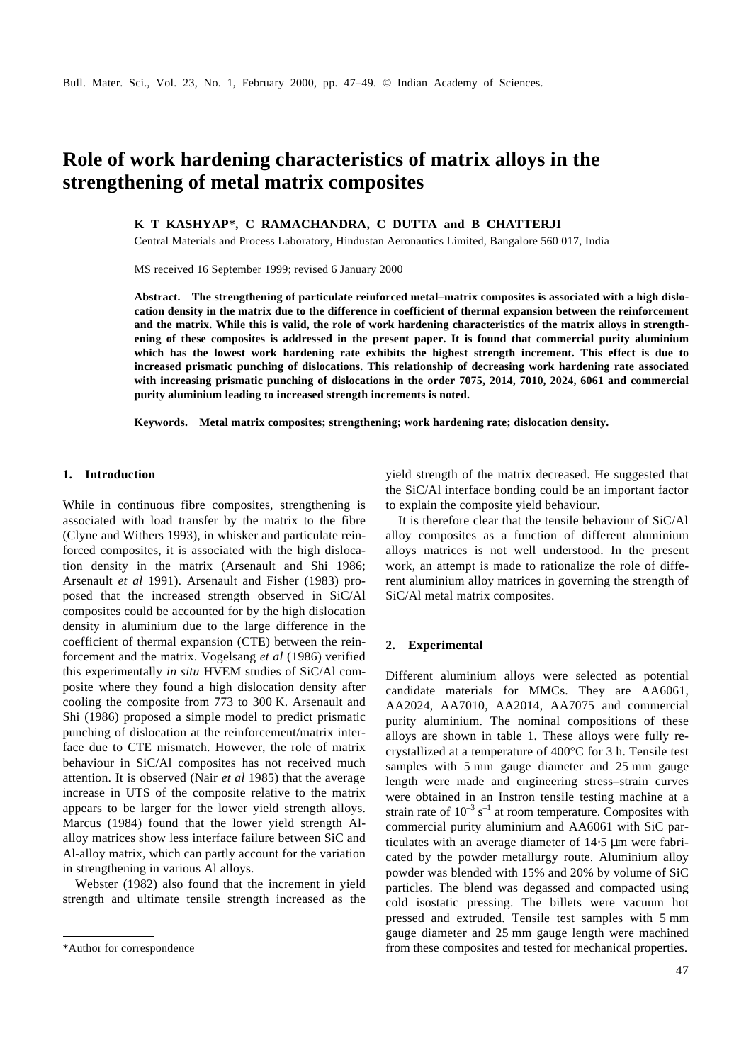# Role of work hardening characteristics of matrix alloys in the strengthening of metal matrix composites

**K T KASHYAP*, C RAMACHANDRA, C DUTTA and B CHATTERJI**

Central Materials and Process Laboratory, Hindustan Aeronautics Limited, Bangalore 560 017, India

MS received 16 September 1999; revised 6 January 2000

**Abstract. The strengthening of particulate reinforced metal–matrix composites is associated with a high dislocation density in the matrix due to the difference in coefficient of thermal expansion between the reinforcement and the matrix. While this is valid, the role of work hardening characteristics of the matrix alloys in strengthening of these composites is addressed in the present paper. It is found that commercial purity aluminium which has the lowest work hardening rate exhibits the highest strength increment. This effect is due to increased prismatic punching of dislocations. This relationship of decreasing work hardening rate associated with increasing prismatic punching of dislocations in the order 7075, 2014, 7010, 2024, 6061 and commercial purity aluminium leading to increased strength increments is noted.**

**Keywords. Metal matrix composites; strengthening; work hardening rate; dislocation density.**

## 1. Introduction

While in continuous fibre composites, strengthening is associated with load transfer by the matrix to the fibre (Clyne and Withers 1993), in whisker and particulate reinforced composites, it is associated with the high dislocation density in the matrix (Arsenault and Shi 1986; Arsenault *et al* 1991). Arsenault and Fisher (1983) proposed that the increased strength observed in SiC/Al composites could be accounted for by the high dislocation density in aluminium due to the large difference in the coefficient of thermal expansion (CTE) between the reinforcement and the matrix. Vogelsang *et al* (1986) verified this experimentally *in situ* HVEM studies of SiC/Al composite where they found a high dislocation density after cooling the composite from 773 to 300 K. Arsenault and Shi (1986) proposed a simple model to predict prismatic punching of dislocation at the reinforcement/matrix interface due to CTE mismatch. However, the role of matrix behaviour in SiC/Al composites has not received much attention. It is observed (Nair *et al* 1985) that the average increase in UTS of the composite relative to the matrix appears to be larger for the lower yield strength alloys. Marcus (1984) found that the lower yield strength Al-alloy matrices show less interface failure between SiC and Al-alloy matrix, which can partly account for the variation in strengthening in various Al alloys.

Webster (1982) also found that the increment in yield strength and ultimate tensile strength increased as the yield strength of the matrix decreased. He suggested that the SiC/Al interface bonding could be an important factor to explain the composite yield behaviour.

It is therefore clear that the tensile behaviour of SiC/Al alloy composites as a function of different aluminium alloys matrices is not well understood. In the present work, an attempt is made to rationalize the role of different aluminium alloy matrices in governing the strength of SiC/Al metal matrix composites.

## 2. Experimental

Different aluminium alloys were selected as potential candidate materials for MMCs. They are AA6061, AA2024, AA7010, AA2014, AA7075 and commercial purity aluminium. The nominal compositions of these alloys are shown in table 1. These alloys were fully recrystallized at a temperature of 400°C for 3 h. Tensile test samples with 5 mm gauge diameter and 25 mm gauge length were made and engineering stress–strain curves were obtained in an Instron tensile testing machine at a strain rate of $10^{-3}\ s^{-1}$ at room temperature. Composites with commercial purity aluminium and AA6061 with SiC particulates with an average diameter of 14·5 μm were fabricated by the powder metallurgy route. Aluminium alloy powder was blended with 15% and 20% by volume of SiC particles. The blend was degassed and compacted using cold isostatic pressing. The billets were vacuum hot pressed and extruded. Tensile test samples with 5 mm gauge diameter and 25 mm gauge length were machined from these composites and tested for mechanical properties.

*Author for correspondence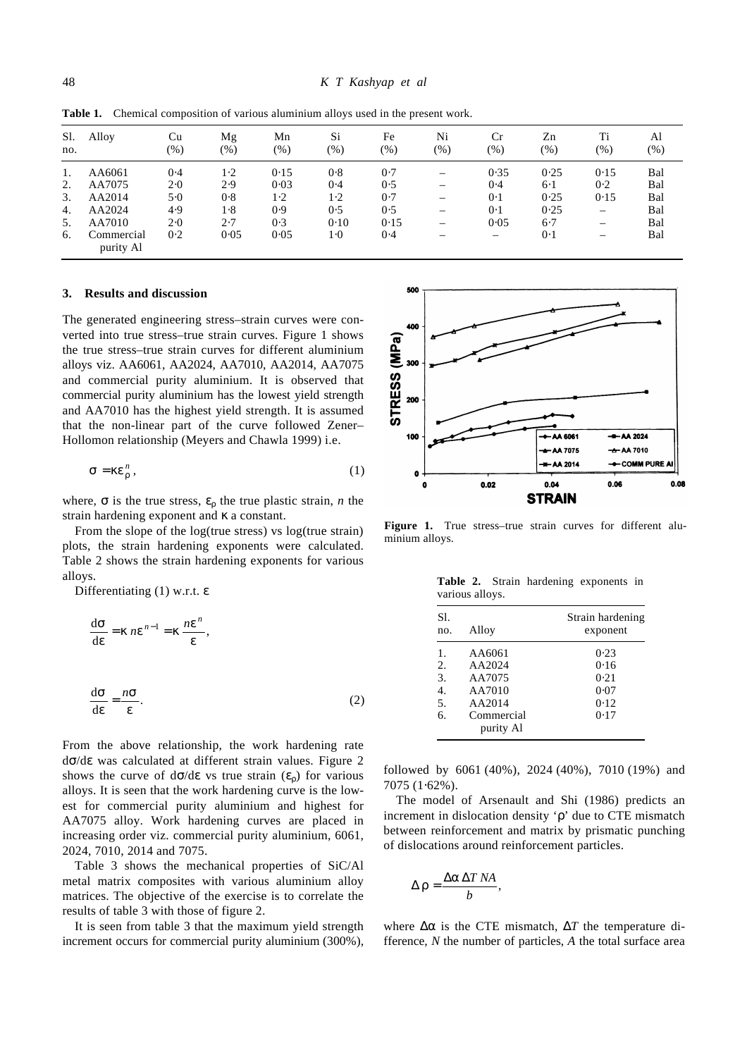**Table 1.** Chemical composition of various aluminium alloys used in the present work.

| Sl. no. | Alloy | Cu (%) | Mg (%) | Mn (%) | Si (%) | Fe (%) | Ni (%) | Cr (%) | Zn (%) | Ti (%) | Al (%) |
|---|---|---|---|---|---|---|---|---|---|---|---|
| 1. | AA6061 | 0·4 | 1·2 | 0·15 | 0·8 | 0·7 | – | 0·35 | 0·25 | 0·15 | Bal |
| 2. | AA7075 | 2·0 | 2·9 | 0·03 | 0·4 | 0·5 | – | 0·4 | 6·1 | 0·2 | Bal |
| 3. | AA2014 | 5·0 | 0·8 | 1·2 | 1·2 | 0·7 | – | 0·1 | 0·25 | 0·15 | Bal |
| 4. | AA2024 | 4·9 | 1·8 | 0·9 | 0·5 | 0·5 | – | 0·1 | 0·25 | – | Bal |
| 5. | AA7010 | 2·0 | 2·7 | 0·3 | 0·10 | 0·15 | – | 0·05 | 6·7 | – | Bal |
| 6. | Commercial purity Al | 0·2 | 0·05 | 0·05 | 1·0 | 0·4 | – | – | 0·1 | – | Bal |

## 3. Results and discussion

The generated engineering stress–strain curves were converted into true stress–true strain curves. Figure 1 shows the true stress–true strain curves for different aluminium alloys viz. AA6061, AA2024, AA7010, AA2014, AA7075 and commercial purity aluminium. It is observed that commercial purity aluminium has the lowest yield strength and AA7010 has the highest yield strength. It is assumed that the non-linear part of the curve followed Zener–Hollomon relationship (Meyers and Chawla 1999) i.e.

$$\sigma = K\varepsilon_{\rho}^{n}, \tag{1}$$

where, $\sigma$ is the true stress, $\varepsilon_{\rho}$ the true plastic strain, $n$ the strain hardening exponent and $K$ a constant.

From the slope of the log(true stress) vs log(true strain) plots, the strain hardening exponents were calculated. Table 2 shows the strain hardening exponents for various alloys.

Differentiating (1) w.r.t. $\varepsilon$

$$\frac{\mathrm{d}\sigma}{\mathrm{d}\varepsilon} = K\, n\varepsilon^{n-1} = K\,\frac{n\varepsilon^{n}}{\varepsilon},$$

$$\frac{\mathrm{d}\sigma}{\mathrm{d}\varepsilon} = \frac{n\sigma}{\varepsilon}. \tag{2}$$

From the above relationship, the work hardening rate $\mathrm{d}\sigma/\mathrm{d}\varepsilon$ was calculated at different strain values. Figure 2 shows the curve of $\mathrm{d}\sigma/\mathrm{d}\varepsilon$ vs true strain ($\varepsilon_{\rho}$) for various alloys. It is seen that the work hardening curve is the lowest for commercial purity aluminium and highest for AA7075 alloy. Work hardening curves are placed in increasing order viz. commercial purity aluminium, 6061, 2024, 7010, 2014 and 7075.

Table 3 shows the mechanical properties of SiC/Al metal matrix composites with various aluminium alloy matrices. The objective of the exercise is to correlate the results of table 3 with those of figure 2.

It is seen from table 3 that the maximum yield strength increment occurs for commercial purity aluminium (300%), followed by 6061 (40%), 2024 (40%), 7010 (19%) and 7075 (1·62%).

**Figure 1.** True stress–true strain curves for different aluminium alloys.

**Table 2.** Strain hardening exponents in various alloys.

| Sl. no. | Alloy | Strain hardening exponent |
|---|---|---|
| 1. | AA6061 | 0·23 |
| 2. | AA2024 | 0·16 |
| 3. | AA7075 | 0·21 |
| 4. | AA7010 | 0·07 |
| 5. | AA2014 | 0·12 |
| 6. | Commercial purity Al | 0·17 |

The model of Arsenault and Shi (1986) predicts an increment in dislocation density '$\rho$' due to CTE mismatch between reinforcement and matrix by prismatic punching of dislocations around reinforcement particles.

$$\Delta\rho = \frac{\Delta\alpha\, \Delta T\, NA}{b},$$

where $\Delta\alpha$ is the CTE mismatch, $\Delta T$ the temperature difference, $N$ the number of particles, $A$ the total surface area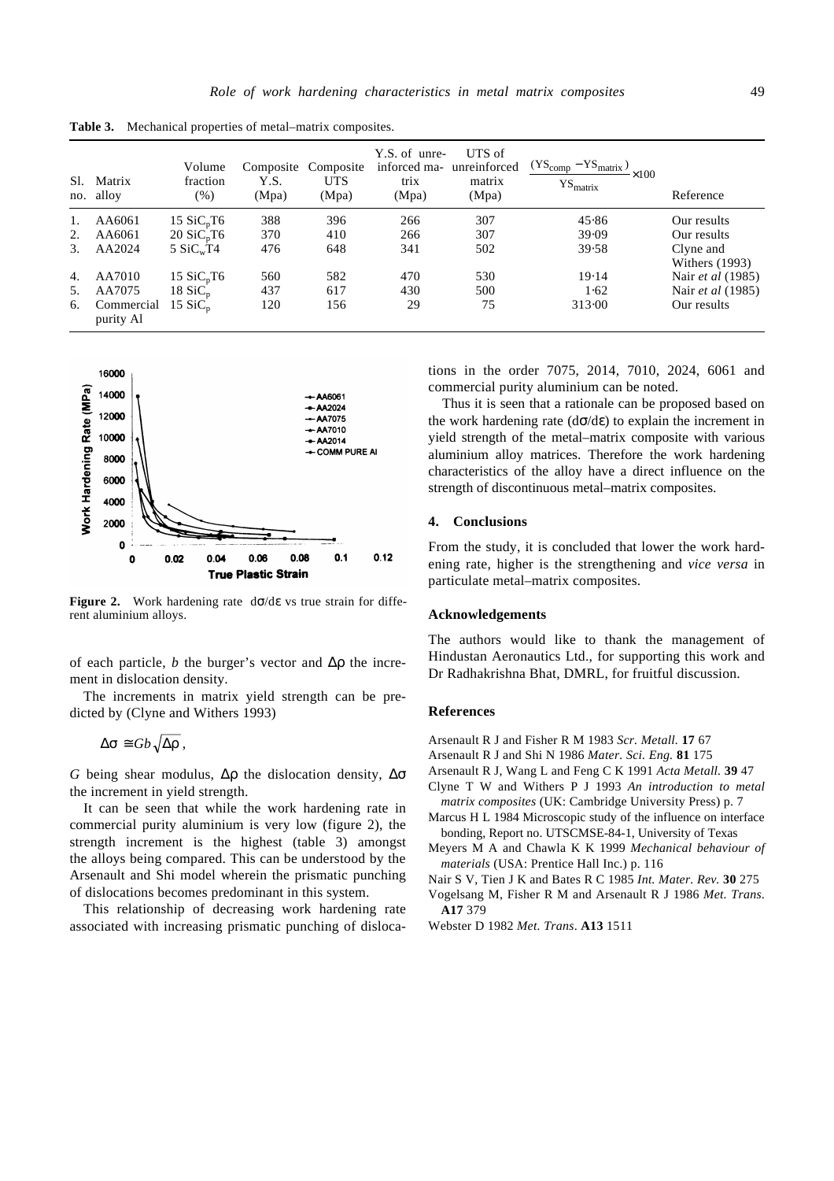**Table 3.** Mechanical properties of metal–matrix composites.

| Sl. no. | Matrix alloy | Volume fraction (%) | Composite Y.S. (Mpa) | Composite UTS (Mpa) | Y.S. of unreinforced matrix (Mpa) | UTS of unreinforced matrix (Mpa) | $\frac{(YS_{comp} - YS_{matrix})}{YS_{matrix}} \times 100$ | Reference |
|---|---|---|---|---|---|---|---|---|
| 1. | AA6061 | 15 $SiC_pT6$ | 388 | 396 | 266 | 307 | 45·86 | Our results |
| 2. | AA6061 | 20 $SiC_pT6$ | 370 | 410 | 266 | 307 | 39·09 | Our results |
| 3. | AA2024 | 5 $SiC_wT4$ | 476 | 648 | 341 | 502 | 39·58 | Clyne and Withers (1993) |
| 4. | AA7010 | 15 $SiC_pT6$ | 560 | 582 | 470 | 530 | 19·14 | Nair *et al* (1985) |
| 5. | AA7075 | 18 $SiC_p$ | 437 | 617 | 430 | 500 | 1·62 | Nair *et al* (1985) |
| 6. | Commercial purity Al | 15 $SiC_p$ | 120 | 156 | 29 | 75 | 313·00 | Our results |

Work Hardening Rate (MPa)
16000
14000
12000
10000
8000
6000
4000
2000
0
0 0.02 0.04 0.06 0.08 0.1 0.12
True Plastic Strain
AA6061
AA2024
AA7075
AA7010
AA2014
COMM PURE Al

**Figure 2.** Work hardening rate $d\sigma/d\varepsilon$ vs true strain for different aluminium alloys.

of each particle, *b* the burger's vector and $\Delta\rho$ the increment in dislocation density.

The increments in matrix yield strength can be predicted by (Clyne and Withers 1993)

$$\Delta\sigma \cong Gb\sqrt{\Delta\rho}\,,$$

*G* being shear modulus, $\Delta\rho$ the dislocation density, $\Delta\sigma$ the increment in yield strength.

It can be seen that while the work hardening rate in commercial purity aluminium is very low (figure 2), the strength increment is the highest (table 3) amongst the alloys being compared. This can be understood by the Arsenault and Shi model wherein the prismatic punching of dislocations becomes predominant in this system.

This relationship of decreasing work hardening rate associated with increasing prismatic punching of dislocations in the order 7075, 2014, 7010, 2024, 6061 and commercial purity aluminium can be noted.

Thus it is seen that a rationale can be proposed based on the work hardening rate ($d\sigma/d\varepsilon$) to explain the increment in yield strength of the metal–matrix composite with various aluminium alloy matrices. Therefore the work hardening characteristics of the alloy have a direct influence on the strength of discontinuous metal–matrix composites.

## 4. Conclusions

From the study, it is concluded that lower the work hardening rate, higher is the strengthening and *vice versa* in particulate metal–matrix composites.

## Acknowledgements

The authors would like to thank the management of Hindustan Aeronautics Ltd., for supporting this work and Dr Radhakrishna Bhat, DMRL, for fruitful discussion.

## References

Arsenault R J and Fisher R M 1983 *Scr. Metall.* **17** 67

Arsenault R J and Shi N 1986 *Mater. Sci. Eng.* **81** 175

Arsenault R J, Wang L and Feng C K 1991 *Acta Metall.* **39** 47

Clyne T W and Withers P J 1993 *An introduction to metal matrix composites* (UK: Cambridge University Press) p. 7

Marcus H L 1984 Microscopic study of the influence on interface bonding, Report no. UTSCMSE-84-1, University of Texas

Meyers M A and Chawla K K 1999 *Mechanical behaviour of materials* (USA: Prentice Hall Inc.) p. 116

Nair S V, Tien J K and Bates R C 1985 *Int. Mater. Rev.* **30** 275

Vogelsang M, Fisher R M and Arsenault R J 1986 *Met. Trans.* **A17** 379

Webster D 1982 *Met. Trans*. **A13** 1511